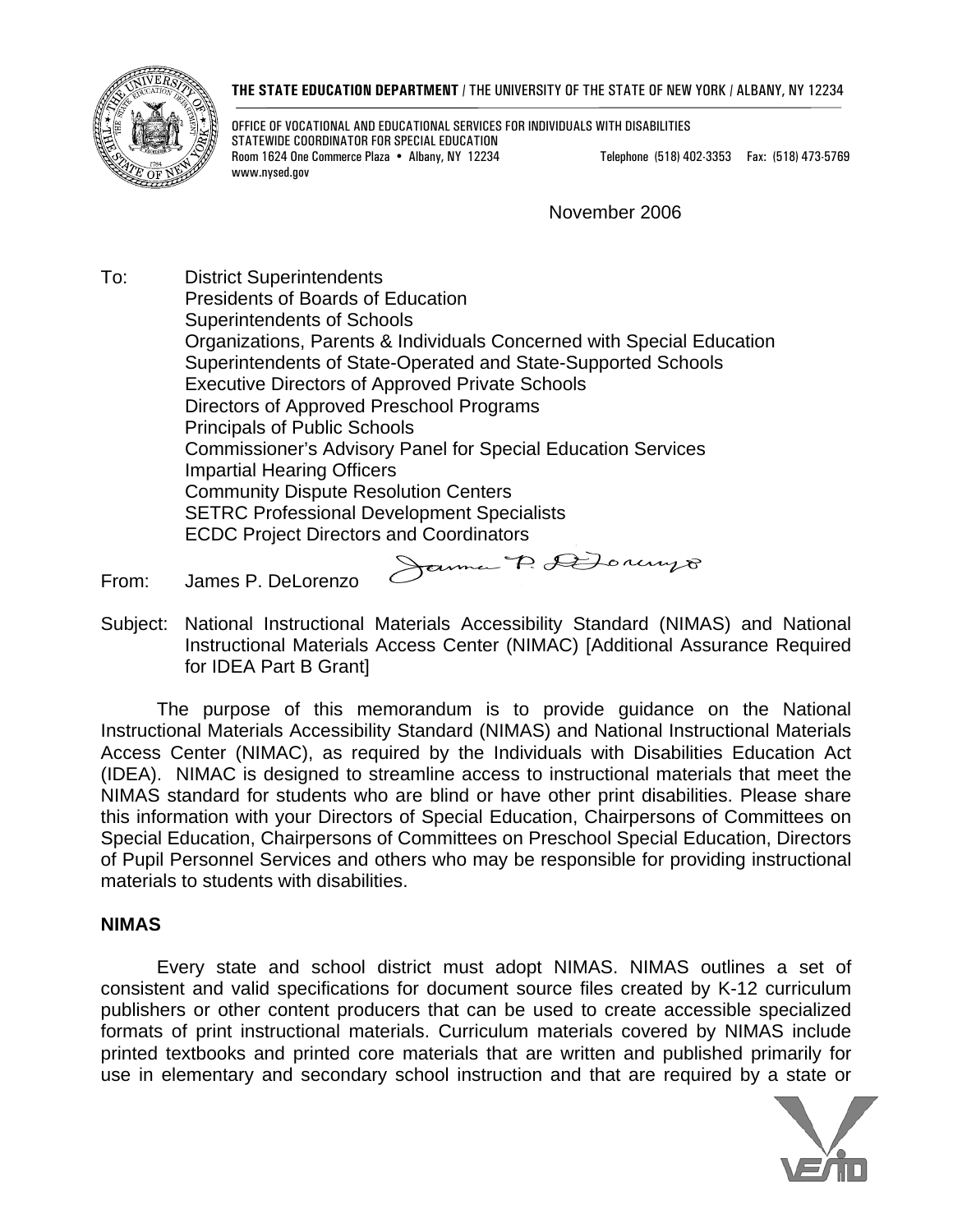**THE STATE EDUCATION DEPARTMENT** / THE UNIVERSITY OF THE STATE OF NEW YORK / ALBANY, NY 12234

OFFICE OF VOCATIONAL AND EDUCATIONAL SERVICES FOR INDIVIDUALS WITH DISABILITIES
STATEWIDE COORDINATOR FOR SPECIAL EDUCATION
Room 1624 One Commerce Plaza • Albany, NY 12234 Telephone (518) 402-3353 Fax: (518) 473-5769
www.nysed.gov

November 2006

To: District Superintendents
Presidents of Boards of Education
Superintendents of Schools
Organizations, Parents & Individuals Concerned with Special Education
Superintendents of State-Operated and State-Supported Schools
Executive Directors of Approved Private Schools
Directors of Approved Preschool Programs
Principals of Public Schools
Commissioner's Advisory Panel for Special Education Services
Impartial Hearing Officers
Community Dispute Resolution Centers
SETRC Professional Development Specialists
ECDC Project Directors and Coordinators

From: James P. DeLorenzo

Subject: National Instructional Materials Accessibility Standard (NIMAS) and National Instructional Materials Access Center (NIMAC) [Additional Assurance Required for IDEA Part B Grant]

The purpose of this memorandum is to provide guidance on the National Instructional Materials Accessibility Standard (NIMAS) and National Instructional Materials Access Center (NIMAC), as required by the Individuals with Disabilities Education Act (IDEA). NIMAC is designed to streamline access to instructional materials that meet the NIMAS standard for students who are blind or have other print disabilities. Please share this information with your Directors of Special Education, Chairpersons of Committees on Special Education, Chairpersons of Committees on Preschool Special Education, Directors of Pupil Personnel Services and others who may be responsible for providing instructional materials to students with disabilities.

**NIMAS**

Every state and school district must adopt NIMAS. NIMAS outlines a set of consistent and valid specifications for document source files created by K-12 curriculum publishers or other content producers that can be used to create accessible specialized formats of print instructional materials. Curriculum materials covered by NIMAS include printed textbooks and printed core materials that are written and published primarily for use in elementary and secondary school instruction and that are required by a state or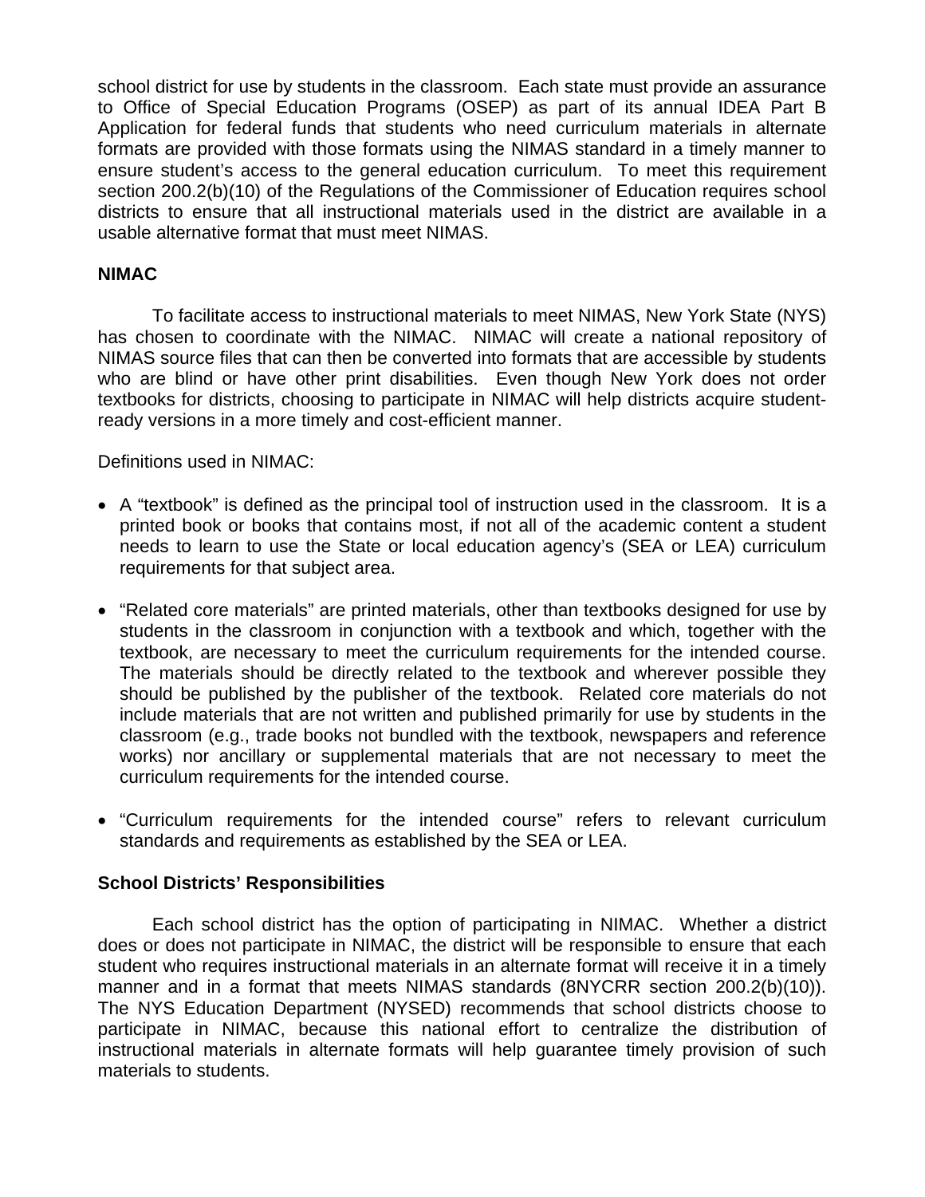school district for use by students in the classroom. Each state must provide an assurance to Office of Special Education Programs (OSEP) as part of its annual IDEA Part B Application for federal funds that students who need curriculum materials in alternate formats are provided with those formats using the NIMAS standard in a timely manner to ensure student's access to the general education curriculum. To meet this requirement section 200.2(b)(10) of the Regulations of the Commissioner of Education requires school districts to ensure that all instructional materials used in the district are available in a usable alternative format that must meet NIMAS.

**NIMAC**

To facilitate access to instructional materials to meet NIMAS, New York State (NYS) has chosen to coordinate with the NIMAC. NIMAC will create a national repository of NIMAS source files that can then be converted into formats that are accessible by students who are blind or have other print disabilities. Even though New York does not order textbooks for districts, choosing to participate in NIMAC will help districts acquire student-ready versions in a more timely and cost-efficient manner.

Definitions used in NIMAC:

- A "textbook" is defined as the principal tool of instruction used in the classroom. It is a printed book or books that contains most, if not all of the academic content a student needs to learn to use the State or local education agency's (SEA or LEA) curriculum requirements for that subject area.

- "Related core materials" are printed materials, other than textbooks designed for use by students in the classroom in conjunction with a textbook and which, together with the textbook, are necessary to meet the curriculum requirements for the intended course. The materials should be directly related to the textbook and wherever possible they should be published by the publisher of the textbook. Related core materials do not include materials that are not written and published primarily for use by students in the classroom (e.g., trade books not bundled with the textbook, newspapers and reference works) nor ancillary or supplemental materials that are not necessary to meet the curriculum requirements for the intended course.

- "Curriculum requirements for the intended course" refers to relevant curriculum standards and requirements as established by the SEA or LEA.

**School Districts' Responsibilities**

Each school district has the option of participating in NIMAC. Whether a district does or does not participate in NIMAC, the district will be responsible to ensure that each student who requires instructional materials in an alternate format will receive it in a timely manner and in a format that meets NIMAS standards (8NYCRR section 200.2(b)(10)). The NYS Education Department (NYSED) recommends that school districts choose to participate in NIMAC, because this national effort to centralize the distribution of instructional materials in alternate formats will help guarantee timely provision of such materials to students.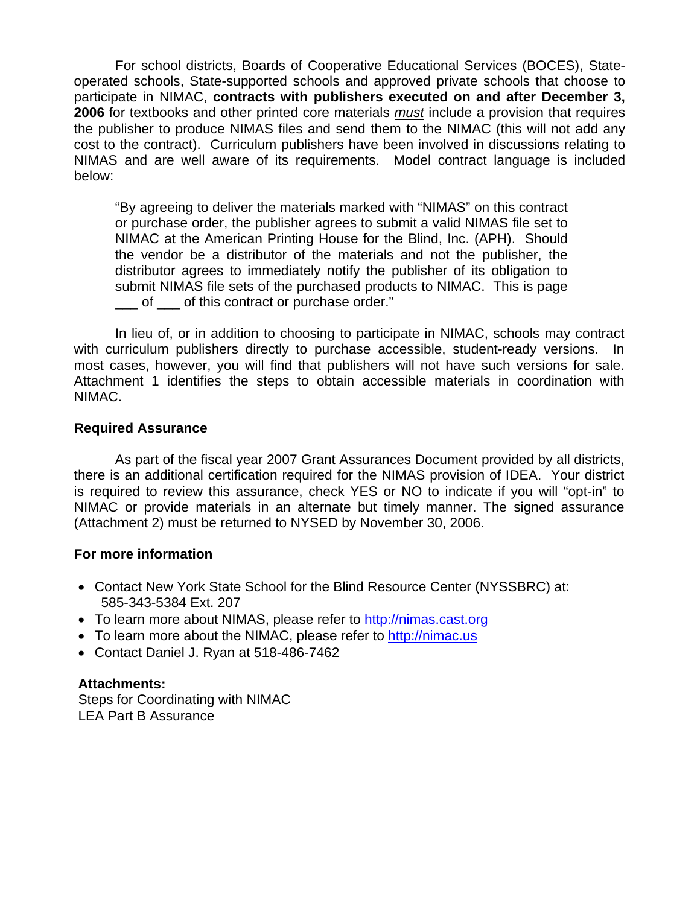For school districts, Boards of Cooperative Educational Services (BOCES), State-operated schools, State-supported schools and approved private schools that choose to participate in NIMAC, **contracts with publishers executed on and after December 3, 2006** for textbooks and other printed core materials *must* include a provision that requires the publisher to produce NIMAS files and send them to the NIMAC (this will not add any cost to the contract). Curriculum publishers have been involved in discussions relating to NIMAS and are well aware of its requirements. Model contract language is included below:

> "By agreeing to deliver the materials marked with "NIMAS" on this contract or purchase order, the publisher agrees to submit a valid NIMAS file set to NIMAC at the American Printing House for the Blind, Inc. (APH). Should the vendor be a distributor of the materials and not the publisher, the distributor agrees to immediately notify the publisher of its obligation to submit NIMAS file sets of the purchased products to NIMAC. This is page ___ of ___ of this contract or purchase order."

In lieu of, or in addition to choosing to participate in NIMAC, schools may contract with curriculum publishers directly to purchase accessible, student-ready versions. In most cases, however, you will find that publishers will not have such versions for sale. Attachment 1 identifies the steps to obtain accessible materials in coordination with NIMAC.

**Required Assurance**

As part of the fiscal year 2007 Grant Assurances Document provided by all districts, there is an additional certification required for the NIMAS provision of IDEA. Your district is required to review this assurance, check YES or NO to indicate if you will "opt-in" to NIMAC or provide materials in an alternate but timely manner. The signed assurance (Attachment 2) must be returned to NYSED by November 30, 2006.

**For more information**

- Contact New York State School for the Blind Resource Center (NYSSBRC) at: 585-343-5384 Ext. 207
- To learn more about NIMAS, please refer to http://nimas.cast.org
- To learn more about the NIMAC, please refer to http://nimac.us
- Contact Daniel J. Ryan at 518-486-7462

**Attachments:**
Steps for Coordinating with NIMAC
LEA Part B Assurance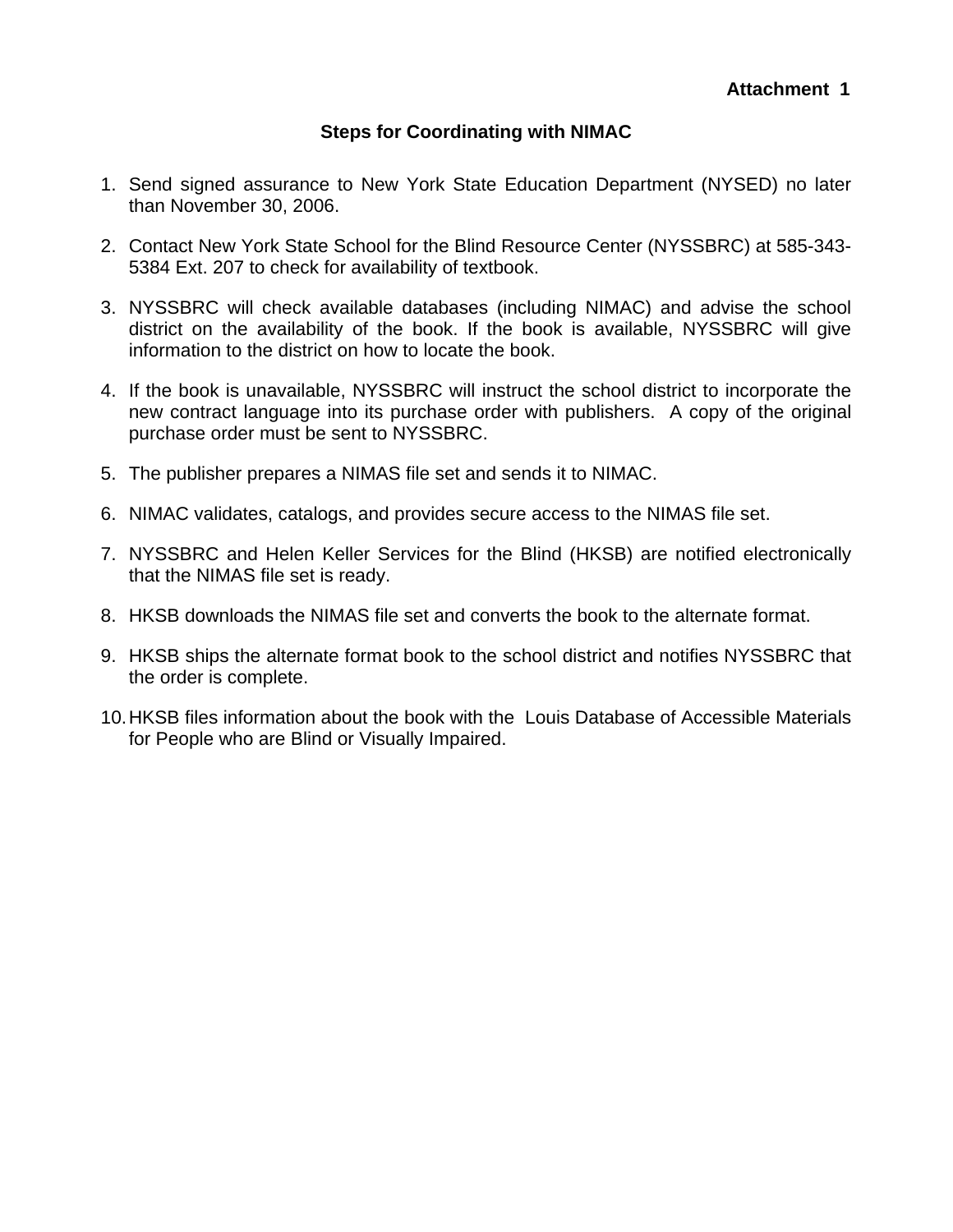**Attachment 1**

## Steps for Coordinating with NIMAC

1. Send signed assurance to New York State Education Department (NYSED) no later than November 30, 2006.

2. Contact New York State School for the Blind Resource Center (NYSSBRC) at 585-343-5384 Ext. 207 to check for availability of textbook.

3. NYSSBRC will check available databases (including NIMAC) and advise the school district on the availability of the book. If the book is available, NYSSBRC will give information to the district on how to locate the book.

4. If the book is unavailable, NYSSBRC will instruct the school district to incorporate the new contract language into its purchase order with publishers. A copy of the original purchase order must be sent to NYSSBRC.

5. The publisher prepares a NIMAS file set and sends it to NIMAC.

6. NIMAC validates, catalogs, and provides secure access to the NIMAS file set.

7. NYSSBRC and Helen Keller Services for the Blind (HKSB) are notified electronically that the NIMAS file set is ready.

8. HKSB downloads the NIMAS file set and converts the book to the alternate format.

9. HKSB ships the alternate format book to the school district and notifies NYSSBRC that the order is complete.

10. HKSB files information about the book with the Louis Database of Accessible Materials for People who are Blind or Visually Impaired.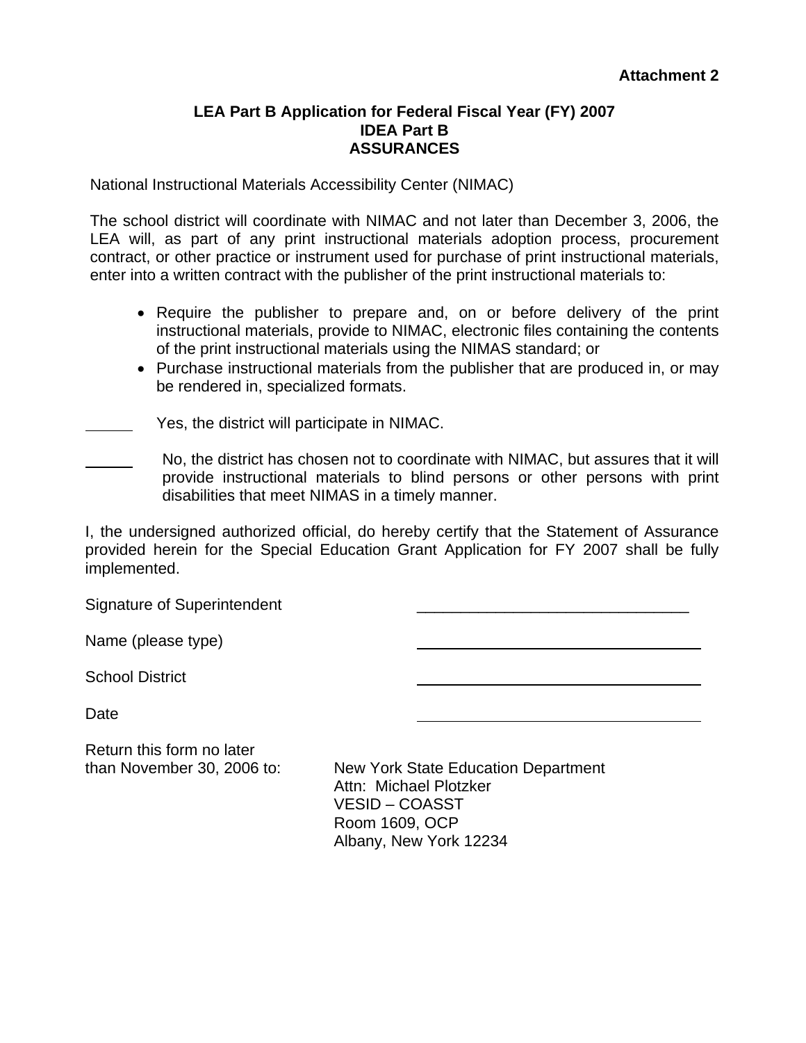**Attachment 2**

**LEA Part B Application for Federal Fiscal Year (FY) 2007**
**IDEA Part B**
**ASSURANCES**

National Instructional Materials Accessibility Center (NIMAC)

The school district will coordinate with NIMAC and not later than December 3, 2006, the LEA will, as part of any print instructional materials adoption process, procurement contract, or other practice or instrument used for purchase of print instructional materials, enter into a written contract with the publisher of the print instructional materials to:

- Require the publisher to prepare and, on or before delivery of the print instructional materials, provide to NIMAC, electronic files containing the contents of the print instructional materials using the NIMAS standard; or
- Purchase instructional materials from the publisher that are produced in, or may be rendered in, specialized formats.

______ Yes, the district will participate in NIMAC.

______ No, the district has chosen not to coordinate with NIMAC, but assures that it will provide instructional materials to blind persons or other persons with print disabilities that meet NIMAS in a timely manner.

I, the undersigned authorized official, do hereby certify that the Statement of Assurance provided herein for the Special Education Grant Application for FY 2007 shall be fully implemented.

Signature of Superintendent ________________________________

Name (please type) ________________________________

School District ________________________________

Date ________________________________

Return this form no later than November 30, 2006 to:

New York State Education Department
Attn: Michael Plotzker
VESID – COASST
Room 1609, OCP
Albany, New York 12234